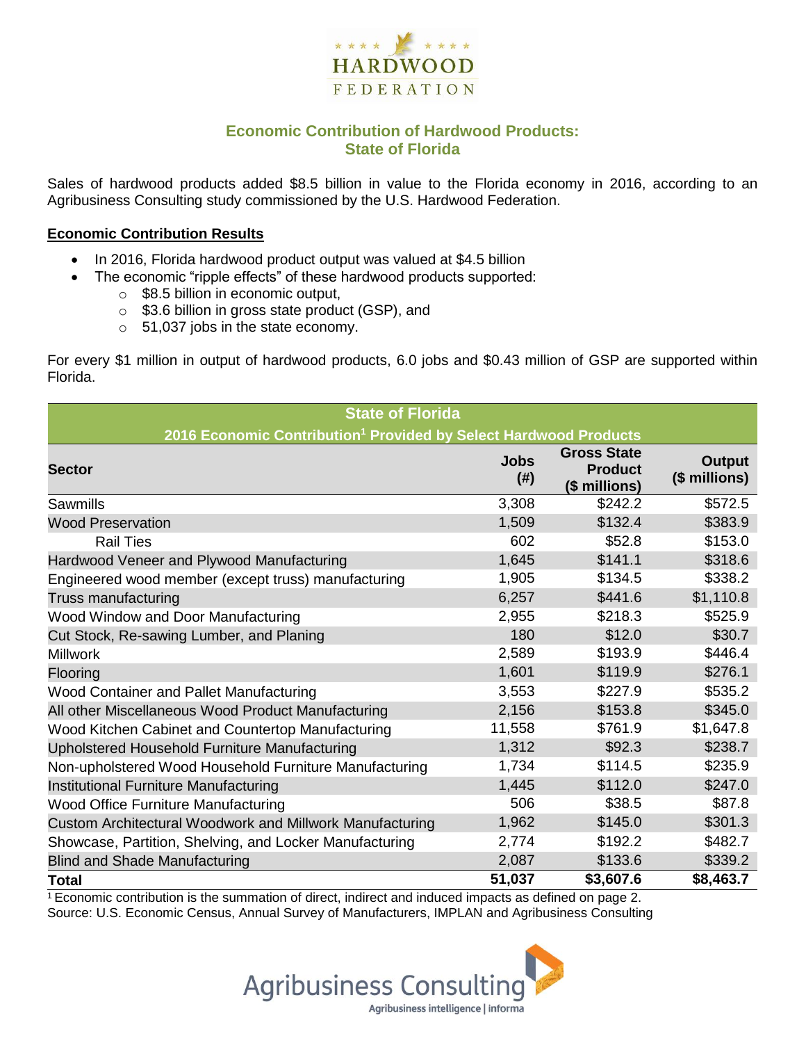HARDWOOD FEDERATION

# Economic Contribution of Hardwood Products: State of Florida

Sales of hardwood products added $8.5 billion in value to the Florida economy in 2016, according to an Agribusiness Consulting study commissioned by the U.S. Hardwood Federation.

## Economic Contribution Results

- In 2016, Florida hardwood product output was valued at $4.5 billion
- The economic "ripple effects" of these hardwood products supported:
  - $8.5 billion in economic output,
  - $3.6 billion in gross state product (GSP), and
  - 51,037 jobs in the state economy.

For every $1 million in output of hardwood products, 6.0 jobs and $0.43 million of GSP are supported within Florida.

**State of Florida**
**2016 Economic Contribution[1] Provided by Select Hardwood Products**

| Sector | Jobs (#) | Gross State Product ($ millions) | Output ($ millions) |
|---|---|---|---|
| Sawmills | 3,308 | $242.2 | $572.5 |
| Wood Preservation | 1,509 | $132.4 | $383.9 |
| Rail Ties | 602 | $52.8 | $153.0 |
| Hardwood Veneer and Plywood Manufacturing | 1,645 | $141.1 | $318.6 |
| Engineered wood member (except truss) manufacturing | 1,905 | $134.5 | $338.2 |
| Truss manufacturing | 6,257 | $441.6 | $1,110.8 |
| Wood Window and Door Manufacturing | 2,955 | $218.3 | $525.9 |
| Cut Stock, Re-sawing Lumber, and Planing | 180 | $12.0 | $30.7 |
| Millwork | 2,589 | $193.9 | $446.4 |
| Flooring | 1,601 | $119.9 | $276.1 |
| Wood Container and Pallet Manufacturing | 3,553 | $227.9 | $535.2 |
| All other Miscellaneous Wood Product Manufacturing | 2,156 | $153.8 | $345.0 |
| Wood Kitchen Cabinet and Countertop Manufacturing | 11,558 | $761.9 | $1,647.8 |
| Upholstered Household Furniture Manufacturing | 1,312 | $92.3 | $238.7 |
| Non-upholstered Wood Household Furniture Manufacturing | 1,734 | $114.5 | $235.9 |
| Institutional Furniture Manufacturing | 1,445 | $112.0 | $247.0 |
| Wood Office Furniture Manufacturing | 506 | $38.5 | $87.8 |
| Custom Architectural Woodwork and Millwork Manufacturing | 1,962 | $145.0 | $301.3 |
| Showcase, Partition, Shelving, and Locker Manufacturing | 2,774 | $192.2 | $482.7 |
| Blind and Shade Manufacturing | 2,087 | $133.6 | $339.2 |
| **Total** | **51,037** | **$3,607.6** | **$8,463.7** |

[1] Economic contribution is the summation of direct, indirect and induced impacts as defined on page 2.
Source: U.S. Economic Census, Annual Survey of Manufacturers, IMPLAN and Agribusiness Consulting

Agribusiness Consulting
Agribusiness intelligence | informa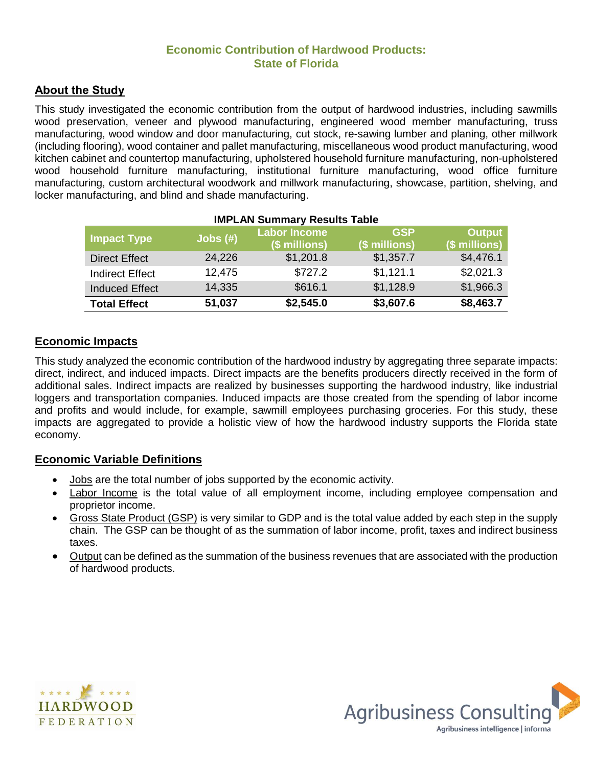# Economic Contribution of Hardwood Products: State of Florida

## About the Study

This study investigated the economic contribution from the output of hardwood industries, including sawmills wood preservation, veneer and plywood manufacturing, engineered wood member manufacturing, truss manufacturing, wood window and door manufacturing, cut stock, re-sawing lumber and planing, other millwork (including flooring), wood container and pallet manufacturing, miscellaneous wood product manufacturing, wood kitchen cabinet and countertop manufacturing, upholstered household furniture manufacturing, non-upholstered wood household furniture manufacturing, institutional furniture manufacturing, wood office furniture manufacturing, custom architectural woodwork and millwork manufacturing, showcase, partition, shelving, and locker manufacturing, and blind and shade manufacturing.

**IMPLAN Summary Results Table**

| Impact Type | Jobs (#) | Labor Income ($ millions) | GSP ($ millions) | Output ($ millions) |
|---|---|---|---|---|
| Direct Effect | 24,226 | $1,201.8 | $1,357.7 | $4,476.1 |
| Indirect Effect | 12,475 | $727.2 | $1,121.1 | $2,021.3 |
| Induced Effect | 14,335 | $616.1 | $1,128.9 | $1,966.3 |
| **Total Effect** | **51,037** | **$2,545.0** | **$3,607.6** | **$8,463.7** |

## Economic Impacts

This study analyzed the economic contribution of the hardwood industry by aggregating three separate impacts: direct, indirect, and induced impacts. Direct impacts are the benefits producers directly received in the form of additional sales. Indirect impacts are realized by businesses supporting the hardwood industry, like industrial loggers and transportation companies. Induced impacts are those created from the spending of labor income and profits and would include, for example, sawmill employees purchasing groceries. For this study, these impacts are aggregated to provide a holistic view of how the hardwood industry supports the Florida state economy.

## Economic Variable Definitions

- Jobs are the total number of jobs supported by the economic activity.
- Labor Income is the total value of all employment income, including employee compensation and proprietor income.
- Gross State Product (GSP) is very similar to GDP and is the total value added by each step in the supply chain. The GSP can be thought of as the summation of labor income, profit, taxes and indirect business taxes.
- Output can be defined as the summation of the business revenues that are associated with the production of hardwood products.

HARDWOOD FEDERATION

Agribusiness Consulting
Agribusiness intelligence | informa